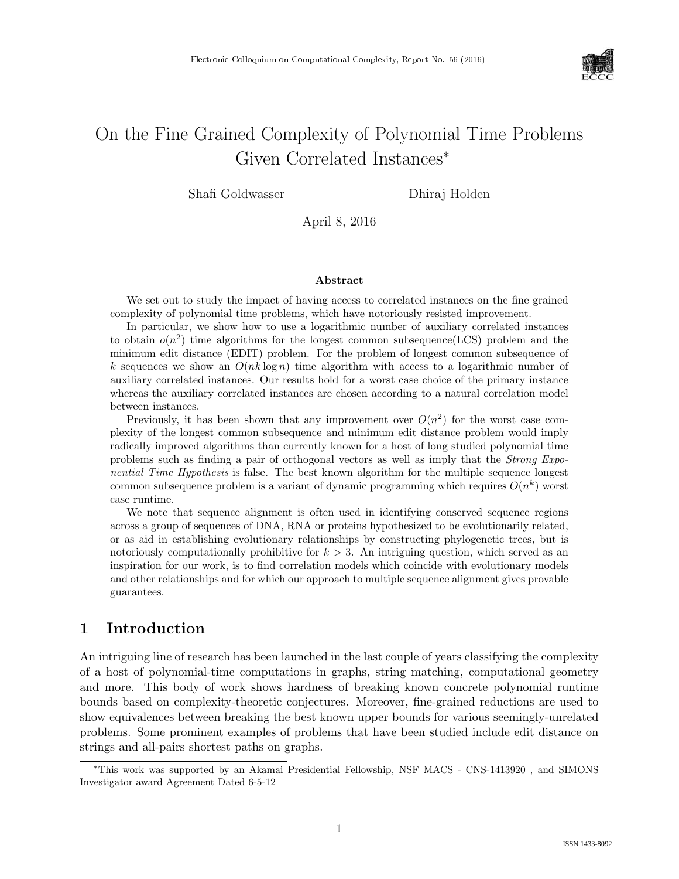# On the Fine Grained Complexity of Polynomial Time Problems Given Correlated Instances*

Shafi Goldwasser    Dhiraj Holden

April 8, 2016

### Abstract

We set out to study the impact of having access to correlated instances on the fine grained complexity of polynomial time problems, which have notoriously resisted improvement.

In particular, we show how to use a logarithmic number of auxiliary correlated instances to obtain $o(n^2)$ time algorithms for the longest common subsequence(LCS) problem and the minimum edit distance (EDIT) problem. For the problem of longest common subsequence of $k$ sequences we show an $O(nk \log n)$ time algorithm with access to a logarithmic number of auxiliary correlated instances. Our results hold for a worst case choice of the primary instance whereas the auxiliary correlated instances are chosen according to a natural correlation model between instances.

Previously, it has been shown that any improvement over $O(n^2)$ for the worst case complexity of the longest common subsequence and minimum edit distance problem would imply radically improved algorithms than currently known for a host of long studied polynomial time problems such as finding a pair of orthogonal vectors as well as imply that the *Strong Exponential Time Hypothesis* is false. The best known algorithm for the multiple sequence longest common subsequence problem is a variant of dynamic programming which requires $O(n^k)$ worst case runtime.

We note that sequence alignment is often used in identifying conserved sequence regions across a group of sequences of DNA, RNA or proteins hypothesized to be evolutionarily related, or as aid in establishing evolutionary relationships by constructing phylogenetic trees, but is notoriously computationally prohibitive for $k > 3$. An intriguing question, which served as an inspiration for our work, is to find correlation models which coincide with evolutionary models and other relationships and for which our approach to multiple sequence alignment gives provable guarantees.

## 1 Introduction

An intriguing line of research has been launched in the last couple of years classifying the complexity of a host of polynomial-time computations in graphs, string matching, computational geometry and more. This body of work shows hardness of breaking known concrete polynomial runtime bounds based on complexity-theoretic conjectures. Moreover, fine-grained reductions are used to show equivalences between breaking the best known upper bounds for various seemingly-unrelated problems. Some prominent examples of problems that have been studied include edit distance on strings and all-pairs shortest paths on graphs.

*This work was supported by an Akamai Presidential Fellowship, NSF MACS - CNS-1413920 , and SIMONS Investigator award Agreement Dated 6-5-12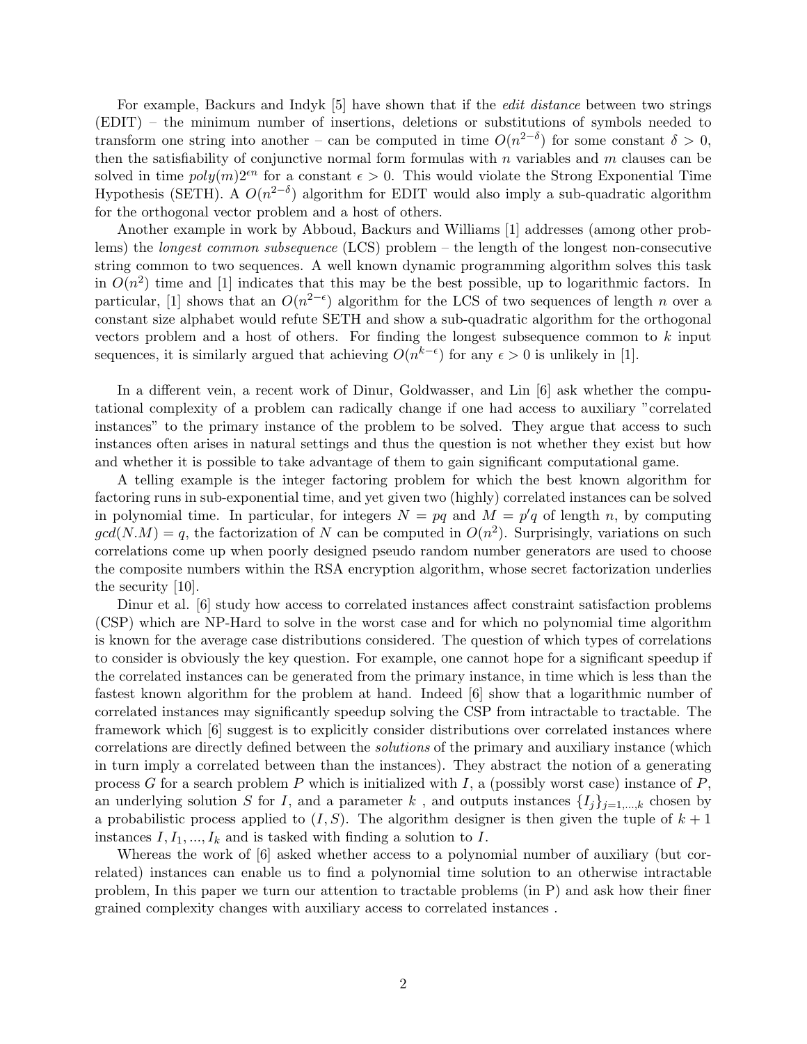For example, Backurs and Indyk [5] have shown that if the *edit distance* between two strings (EDIT) – the minimum number of insertions, deletions or substitutions of symbols needed to transform one string into another – can be computed in time $O(n^{2-\delta})$ for some constant $\delta > 0$, then the satisfiability of conjunctive normal form formulas with $n$ variables and $m$ clauses can be solved in time $poly(m)2^{\epsilon n}$ for a constant $\epsilon > 0$. This would violate the Strong Exponential Time Hypothesis (SETH). A $O(n^{2-\delta})$ algorithm for EDIT would also imply a sub-quadratic algorithm for the orthogonal vector problem and a host of others.

Another example in work by Abboud, Backurs and Williams [1] addresses (among other problems) the *longest common subsequence* (LCS) problem – the length of the longest non-consecutive string common to two sequences. A well known dynamic programming algorithm solves this task in $O(n^2)$ time and [1] indicates that this may be the best possible, up to logarithmic factors. In particular, [1] shows that an $O(n^{2-\epsilon})$ algorithm for the LCS of two sequences of length $n$ over a constant size alphabet would refute SETH and show a sub-quadratic algorithm for the orthogonal vectors problem and a host of others. For finding the longest subsequence common to $k$ input sequences, it is similarly argued that achieving $O(n^{k-\epsilon})$ for any $\epsilon > 0$ is unlikely in [1].

In a different vein, a recent work of Dinur, Goldwasser, and Lin [6] ask whether the computational complexity of a problem can radically change if one had access to auxiliary "correlated instances" to the primary instance of the problem to be solved. They argue that access to such instances often arises in natural settings and thus the question is not whether they exist but how and whether it is possible to take advantage of them to gain significant computational game.

A telling example is the integer factoring problem for which the best known algorithm for factoring runs in sub-exponential time, and yet given two (highly) correlated instances can be solved in polynomial time. In particular, for integers $N = pq$ and $M = p'q$ of length $n$, by computing $gcd(N.M) = q$, the factorization of $N$ can be computed in $O(n^2)$. Surprisingly, variations on such correlations come up when poorly designed pseudo random number generators are used to choose the composite numbers within the RSA encryption algorithm, whose secret factorization underlies the security [10].

Dinur et al. [6] study how access to correlated instances affect constraint satisfaction problems (CSP) which are NP-Hard to solve in the worst case and for which no polynomial time algorithm is known for the average case distributions considered. The question of which types of correlations to consider is obviously the key question. For example, one cannot hope for a significant speedup if the correlated instances can be generated from the primary instance, in time which is less than the fastest known algorithm for the problem at hand. Indeed [6] show that a logarithmic number of correlated instances may significantly speedup solving the CSP from intractable to tractable. The framework which [6] suggest is to explicitly consider distributions over correlated instances where correlations are directly defined between the *solutions* of the primary and auxiliary instance (which in turn imply a correlated between than the instances). They abstract the notion of a generating process $G$ for a search problem $P$ which is initialized with $I$, a (possibly worst case) instance of $P$, an underlying solution $S$ for $I$, and a parameter $k$ , and outputs instances $\{I_j\}_{j=1,...,k}$ chosen by a probabilistic process applied to $(I, S)$. The algorithm designer is then given the tuple of $k + 1$ instances $I, I_1, ..., I_k$ and is tasked with finding a solution to $I$.

Whereas the work of [6] asked whether access to a polynomial number of auxiliary (but correlated) instances can enable us to find a polynomial time solution to an otherwise intractable problem, In this paper we turn our attention to tractable problems (in P) and ask how their finer grained complexity changes with auxiliary access to correlated instances .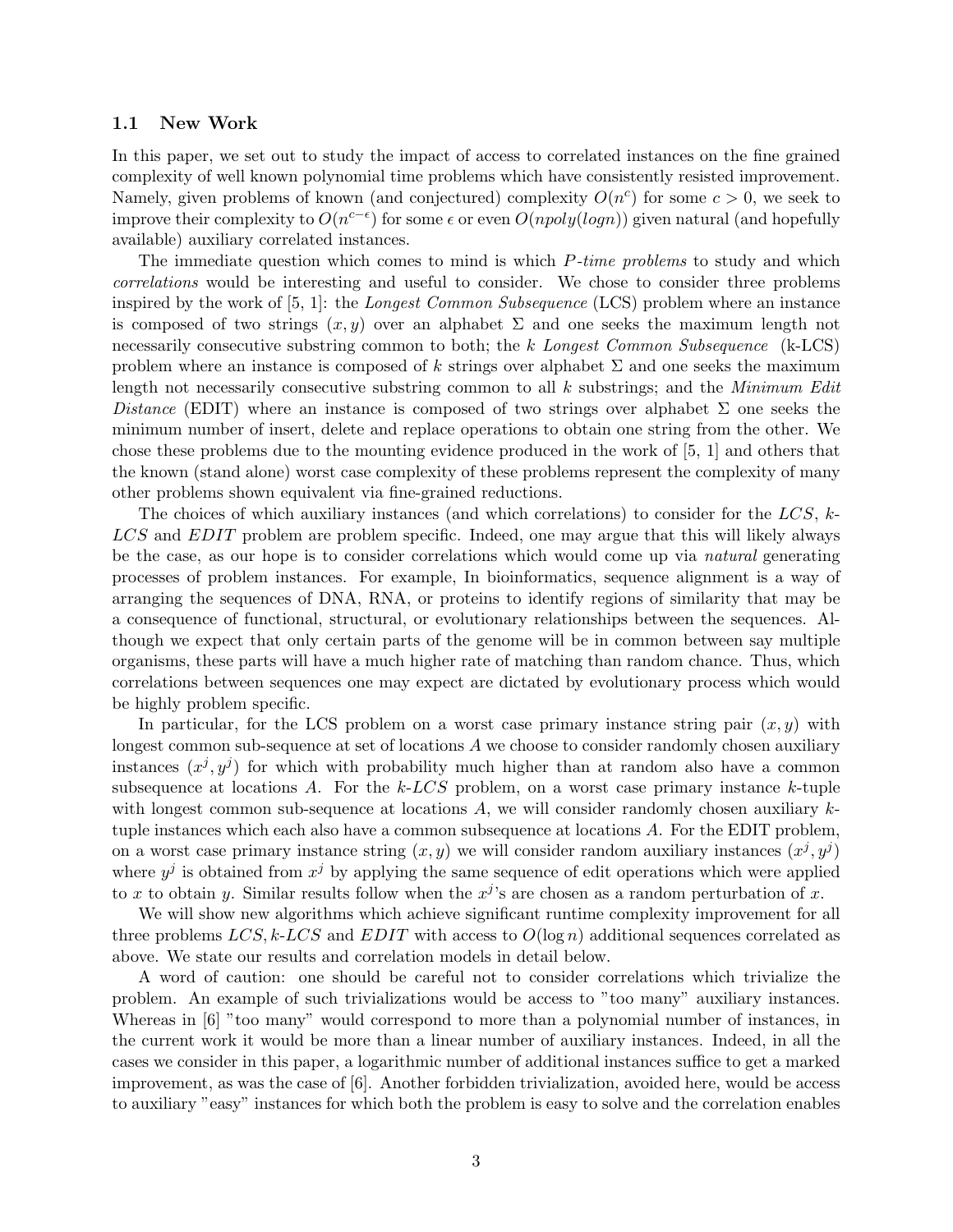### 1.1 New Work

In this paper, we set out to study the impact of access to correlated instances on the fine grained complexity of well known polynomial time problems which have consistently resisted improvement. Namely, given problems of known (and conjectured) complexity $O(n^c)$ for some $c > 0$, we seek to improve their complexity to $O(n^{c-\epsilon})$ for some $\epsilon$ or even $O(npoly(logn))$ given natural (and hopefully available) auxiliary correlated instances.

The immediate question which comes to mind is which *P-time problems* to study and which *correlations* would be interesting and useful to consider. We chose to consider three problems inspired by the work of [5, 1]: the *Longest Common Subsequence* (LCS) problem where an instance is composed of two strings $(x, y)$ over an alphabet $\Sigma$ and one seeks the maximum length not necessarily consecutive substring common to both; the *k Longest Common Subsequence* (k-LCS) problem where an instance is composed of $k$ strings over alphabet $\Sigma$ and one seeks the maximum length not necessarily consecutive substring common to all $k$ substrings; and the *Minimum Edit Distance* (EDIT) where an instance is composed of two strings over alphabet $\Sigma$ one seeks the minimum number of insert, delete and replace operations to obtain one string from the other. We chose these problems due to the mounting evidence produced in the work of [5, 1] and others that the known (stand alone) worst case complexity of these problems represent the complexity of many other problems shown equivalent via fine-grained reductions.

The choices of which auxiliary instances (and which correlations) to consider for the *LCS*, *k-LCS* and *EDIT* problem are problem specific. Indeed, one may argue that this will likely always be the case, as our hope is to consider correlations which would come up via *natural* generating processes of problem instances. For example, In bioinformatics, sequence alignment is a way of arranging the sequences of DNA, RNA, or proteins to identify regions of similarity that may be a consequence of functional, structural, or evolutionary relationships between the sequences. Although we expect that only certain parts of the genome will be in common between say multiple organisms, these parts will have a much higher rate of matching than random chance. Thus, which correlations between sequences one may expect are dictated by evolutionary process which would be highly problem specific.

In particular, for the LCS problem on a worst case primary instance string pair $(x, y)$ with longest common sub-sequence at set of locations $A$ we choose to consider randomly chosen auxiliary instances $(x^j, y^j)$ for which with probability much higher than at random also have a common subsequence at locations $A$. For the *k-LCS* problem, on a worst case primary instance $k$-tuple with longest common sub-sequence at locations $A$, we will consider randomly chosen auxiliary $k$-tuple instances which each also have a common subsequence at locations $A$. For the EDIT problem, on a worst case primary instance string $(x, y)$ we will consider random auxiliary instances $(x^j, y^j)$ where $y^j$ is obtained from $x^j$ by applying the same sequence of edit operations which were applied to $x$ to obtain $y$. Similar results follow when the $x^j$'s are chosen as a random perturbation of $x$.

We will show new algorithms which achieve significant runtime complexity improvement for all three problems *LCS*, *k-LCS* and *EDIT* with access to $O(\log n)$ additional sequences correlated as above. We state our results and correlation models in detail below.

A word of caution: one should be careful not to consider correlations which trivialize the problem. An example of such trivializations would be access to "too many" auxiliary instances. Whereas in [6] "too many" would correspond to more than a polynomial number of instances, in the current work it would be more than a linear number of auxiliary instances. Indeed, in all the cases we consider in this paper, a logarithmic number of additional instances suffice to get a marked improvement, as was the case of [6]. Another forbidden trivialization, avoided here, would be access to auxiliary "easy" instances for which both the problem is easy to solve and the correlation enables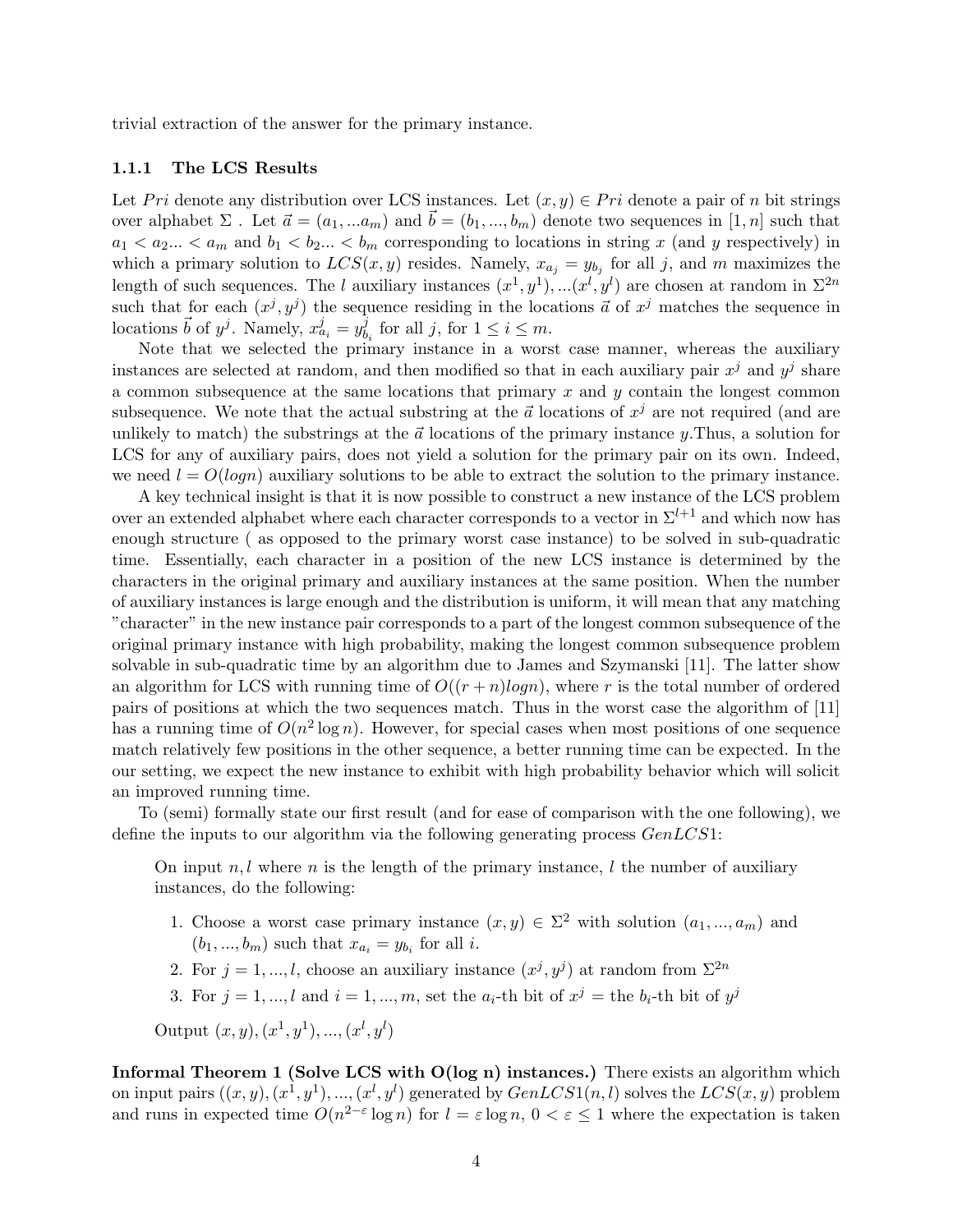trivial extraction of the answer for the primary instance.

### 1.1.1 The LCS Results

Let $Pri$ denote any distribution over LCS instances. Let $(x, y) \in Pri$ denote a pair of $n$ bit strings over alphabet $\Sigma$ . Let $\vec{a} = (a_1, ...a_m)$ and $\vec{b} = (b_1, ..., b_m)$ denote two sequences in $[1, n]$ such that $a_1 < a_2... < a_m$ and $b_1 < b_2... < b_m$ corresponding to locations in string $x$ (and $y$ respectively) in which a primary solution to $LCS(x, y)$ resides. Namely, $x_{a_j} = y_{b_j}$ for all $j$, and $m$ maximizes the length of such sequences. The $l$ auxiliary instances $(x^1, y^1), ...(x^l, y^l)$ are chosen at random in $\Sigma^{2n}$ such that for each $(x^j, y^j)$ the sequence residing in the locations $\vec{a}$ of $x^j$ matches the sequence in locations $\vec{b}$ of $y^j$. Namely, $x^j_{a_i} = y^j_{b_i}$ for all $j$, for $1 \le i \le m$.

Note that we selected the primary instance in a worst case manner, whereas the auxiliary instances are selected at random, and then modified so that in each auxiliary pair $x^j$ and $y^j$ share a common subsequence at the same locations that primary $x$ and $y$ contain the longest common subsequence. We note that the actual substring at the $\vec{a}$ locations of $x^j$ are not required (and are unlikely to match) the substrings at the $\vec{a}$ locations of the primary instance $y$.Thus, a solution for LCS for any of auxiliary pairs, does not yield a solution for the primary pair on its own. Indeed, we need $l = O(logn)$ auxiliary solutions to be able to extract the solution to the primary instance.

A key technical insight is that it is now possible to construct a new instance of the LCS problem over an extended alphabet where each character corresponds to a vector in $\Sigma^{l+1}$ and which now has enough structure ( as opposed to the primary worst case instance) to be solved in sub-quadratic time. Essentially, each character in a position of the new LCS instance is determined by the characters in the original primary and auxiliary instances at the same position. When the number of auxiliary instances is large enough and the distribution is uniform, it will mean that any matching "character" in the new instance pair corresponds to a part of the longest common subsequence of the original primary instance with high probability, making the longest common subsequence problem solvable in sub-quadratic time by an algorithm due to James and Szymanski [11]. The latter show an algorithm for LCS with running time of $O((r + n)logn)$, where $r$ is the total number of ordered pairs of positions at which the two sequences match. Thus in the worst case the algorithm of [11] has a running time of $O(n^2 \log n)$. However, for special cases when most positions of one sequence match relatively few positions in the other sequence, a better running time can be expected. In the our setting, we expect the new instance to exhibit with high probability behavior which will solicit an improved running time.

To (semi) formally state our first result (and for ease of comparison with the one following), we define the inputs to our algorithm via the following generating process $GenLCS1$:

> On input $n, l$ where $n$ is the length of the primary instance, $l$ the number of auxiliary instances, do the following:
>
> 1. Choose a worst case primary instance $(x, y) \in \Sigma^2$ with solution $(a_1, ..., a_m)$ and $(b_1, ..., b_m)$ such that $x_{a_i} = y_{b_i}$ for all $i$.
> 2. For $j = 1, ..., l$, choose an auxiliary instance $(x^j, y^j)$ at random from $\Sigma^{2n}$
> 3. For $j = 1, ..., l$ and $i = 1, ..., m$, set the $a_i$-th bit of $x^j$ = the $b_i$-th bit of $y^j$
>
> Output $(x, y), (x^1, y^1), ..., (x^l, y^l)$

**Informal Theorem 1 (Solve LCS with O(log n) instances.)** There exists an algorithm which on input pairs $((x, y), (x^1, y^1), ..., (x^l, y^l)$ generated by $GenLCS1(n, l)$ solves the $LCS(x, y)$ problem and runs in expected time $O(n^{2-\varepsilon} \log n)$ for $l = \varepsilon \log n$, $0 < \varepsilon \le 1$ where the expectation is taken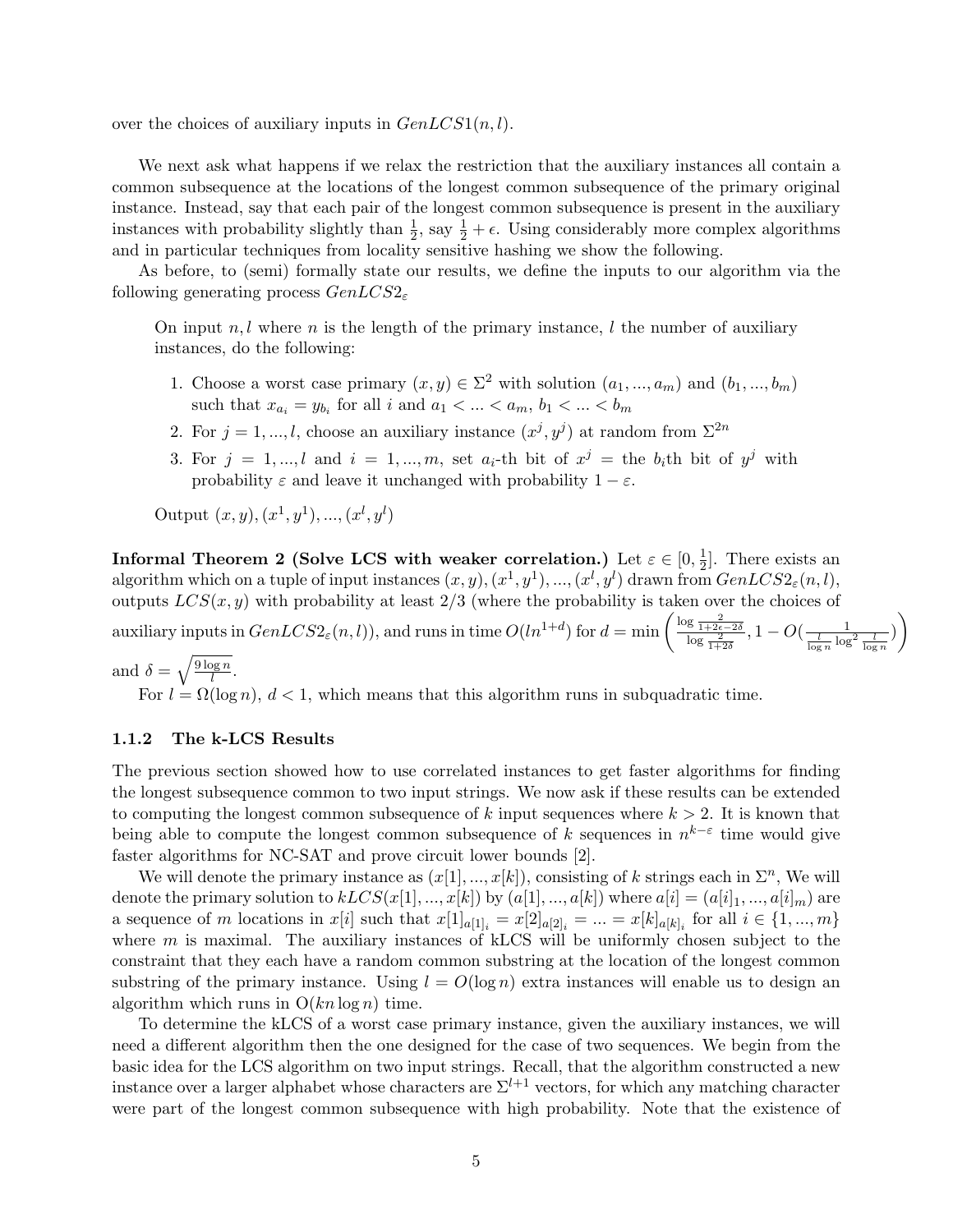over the choices of auxiliary inputs in $GenLCS1(n, l)$.

We next ask what happens if we relax the restriction that the auxiliary instances all contain a common subsequence at the locations of the longest common subsequence of the primary original instance. Instead, say that each pair of the longest common subsequence is present in the auxiliary instances with probability slightly than $\frac{1}{2}$, say $\frac{1}{2} + \epsilon$. Using considerably more complex algorithms and in particular techniques from locality sensitive hashing we show the following.

As before, to (semi) formally state our results, we define the inputs to our algorithm via the following generating process $GenLCS2_{\varepsilon}$

> On input $n, l$ where $n$ is the length of the primary instance, $l$ the number of auxiliary instances, do the following:
>
> 1. Choose a worst case primary $(x, y) \in \Sigma^2$ with solution $(a_1, ..., a_m)$ and $(b_1, ..., b_m)$ such that $x_{a_i} = y_{b_i}$ for all $i$ and $a_1 < ... < a_m$, $b_1 < ... < b_m$
> 2. For $j = 1, ..., l$, choose an auxiliary instance $(x^j, y^j)$ at random from $\Sigma^{2n}$
> 3. For $j = 1, ..., l$ and $i = 1, ..., m$, set $a_i$-th bit of $x^j$ = the $b_i$th bit of $y^j$ with probability $\varepsilon$ and leave it unchanged with probability $1 - \varepsilon$.
>
> Output $(x, y), (x^1, y^1), ..., (x^l, y^l)$

**Informal Theorem 2 (Solve LCS with weaker correlation.)** Let $\varepsilon \in [0, \frac{1}{2}]$. There exists an algorithm which on a tuple of input instances $(x, y), (x^1, y^1), ..., (x^l, y^l)$ drawn from $GenLCS2_{\varepsilon}(n, l)$, outputs $LCS(x, y)$ with probability at least 2/3 (where the probability is taken over the choices of auxiliary inputs in $GenLCS2_{\varepsilon}(n, l)$), and runs in time $O(ln^{1+d})$ for $d = \min\left(\frac{\log \frac{2}{1+2\epsilon-2\delta}}{\log \frac{2}{1+2\delta}}, 1 - O(\frac{1}{\frac{l}{\log n}\log^2 \frac{l}{\log n}})\right)$ and $\delta = \sqrt{\frac{9 \log n}{l}}$.

For $l = \Omega(\log n)$, $d < 1$, which means that this algorithm runs in subquadratic time.

### 1.1.2 The k-LCS Results

The previous section showed how to use correlated instances to get faster algorithms for finding the longest subsequence common to two input strings. We now ask if these results can be extended to computing the longest common subsequence of $k$ input sequences where $k > 2$. It is known that being able to compute the longest common subsequence of $k$ sequences in $n^{k-\varepsilon}$ time would give faster algorithms for NC-SAT and prove circuit lower bounds [2].

We will denote the primary instance as $(x[1], ..., x[k])$, consisting of $k$ strings each in $\Sigma^n$, We will denote the primary solution to $kLCS(x[1], ..., x[k])$ by $(a[1], ..., a[k])$ where $a[i] = (a[i]_1, ..., a[i]_m)$ are a sequence of $m$ locations in $x[i]$ such that $x[1]_{a[1]_i} = x[2]_{a[2]_i} = ... = x[k]_{a[k]_i}$ for all $i \in \{1, ..., m\}$ where $m$ is maximal. The auxiliary instances of kLCS will be uniformly chosen subject to the constraint that they each have a random common substring at the location of the longest common substring of the primary instance. Using $l = O(\log n)$ extra instances will enable us to design an algorithm which runs in $O(kn \log n)$ time.

To determine the kLCS of a worst case primary instance, given the auxiliary instances, we will need a different algorithm then the one designed for the case of two sequences. We begin from the basic idea for the LCS algorithm on two input strings. Recall, that the algorithm constructed a new instance over a larger alphabet whose characters are $\Sigma^{l+1}$ vectors, for which any matching character were part of the longest common subsequence with high probability. Note that the existence of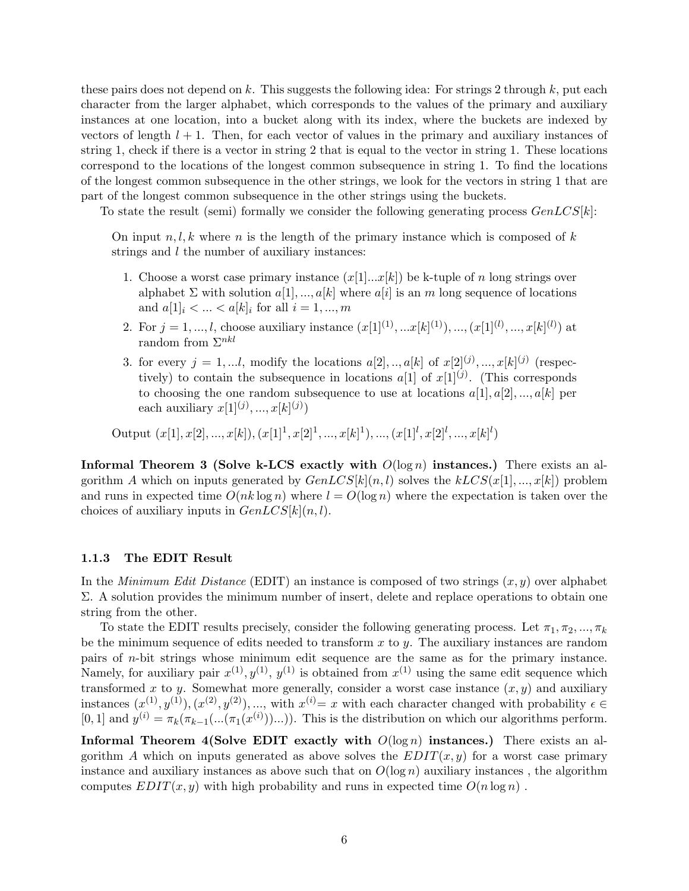these pairs does not depend on $k$. This suggests the following idea: For strings 2 through $k$, put each character from the larger alphabet, which corresponds to the values of the primary and auxiliary instances at one location, into a bucket along with its index, where the buckets are indexed by vectors of length $l+1$. Then, for each vector of values in the primary and auxiliary instances of string 1, check if there is a vector in string 2 that is equal to the vector in string 1. These locations correspond to the locations of the longest common subsequence in string 1. To find the locations of the longest common subsequence in the other strings, we look for the vectors in string 1 that are part of the longest common subsequence in the other strings using the buckets.

To state the result (semi) formally we consider the following generating process $GenLCS[k]$:

> On input $n, l, k$ where $n$ is the length of the primary instance which is composed of $k$ strings and $l$ the number of auxiliary instances:
>
> 1. Choose a worst case primary instance $(x[1]...x[k])$ be k-tuple of $n$ long strings over alphabet $\Sigma$ with solution $a[1], ..., a[k]$ where $a[i]$ is an $m$ long sequence of locations and $a[1]_i < ... < a[k]_i$ for all $i = 1, ..., m$
> 2. For $j = 1, ..., l$, choose auxiliary instance $(x[1]^{(1)}, ...x[k]^{(1)}), ..., (x[1]^{(l)}, ..., x[k]^{(l)})$ at random from $\Sigma^{nkl}$
> 3. for every $j = 1, ...l$, modify the locations $a[2], .., a[k]$ of $x[2]^{(j)}, ..., x[k]^{(j)}$ (respectively) to contain the subsequence in locations $a[1]$ of $x[1]^{(j)}$. (This corresponds to choosing the one random subsequence to use at locations $a[1], a[2], ..., a[k]$ per each auxiliary $x[1]^{(j)}, ..., x[k]^{(j)}$)
>
> Output $(x[1], x[2], ..., x[k]), (x[1]^1, x[2]^1, ..., x[k]^1), ..., (x[1]^l, x[2]^l, ..., x[k]^l)$

**Informal Theorem 3 (Solve k-LCS exactly with $O(\log n)$ instances.)** There exists an algorithm $A$ which on inputs generated by $GenLCS[k](n, l)$ solves the $kLCS(x[1], ..., x[k])$ problem and runs in expected time $O(nk \log n)$ where $l = O(\log n)$ where the expectation is taken over the choices of auxiliary inputs in $GenLCS[k](n, l)$.

### 1.1.3 The EDIT Result

In the *Minimum Edit Distance* (EDIT) an instance is composed of two strings $(x, y)$ over alphabet $\Sigma$. A solution provides the minimum number of insert, delete and replace operations to obtain one string from the other.

To state the EDIT results precisely, consider the following generating process. Let $\pi_1, \pi_2, ..., \pi_k$ be the minimum sequence of edits needed to transform $x$ to $y$. The auxiliary instances are random pairs of $n$-bit strings whose minimum edit sequence are the same as for the primary instance. Namely, for auxiliary pair $x^{(1)}, y^{(1)}$, $y^{(1)}$ is obtained from $x^{(1)}$ using the same edit sequence which transformed $x$ to $y$. Somewhat more generally, consider a worst case instance $(x, y)$ and auxiliary instances $(x^{(1)}, y^{(1)}), (x^{(2)}, y^{(2)}), ...$, with $x^{(i)} = x$ with each character changed with probability $\epsilon \in [0, 1]$ and $y^{(i)} = \pi_k(\pi_{k-1}(...(\pi_1(x^{(i)}))...))$. This is the distribution on which our algorithms perform.

**Informal Theorem 4(Solve EDIT exactly with $O(\log n)$ instances.)** There exists an algorithm $A$ which on inputs generated as above solves the $EDIT(x, y)$ for a worst case primary instance and auxiliary instances as above such that on $O(\log n)$ auxiliary instances , the algorithm computes $EDIT(x, y)$ with high probability and runs in expected time $O(n \log n)$ .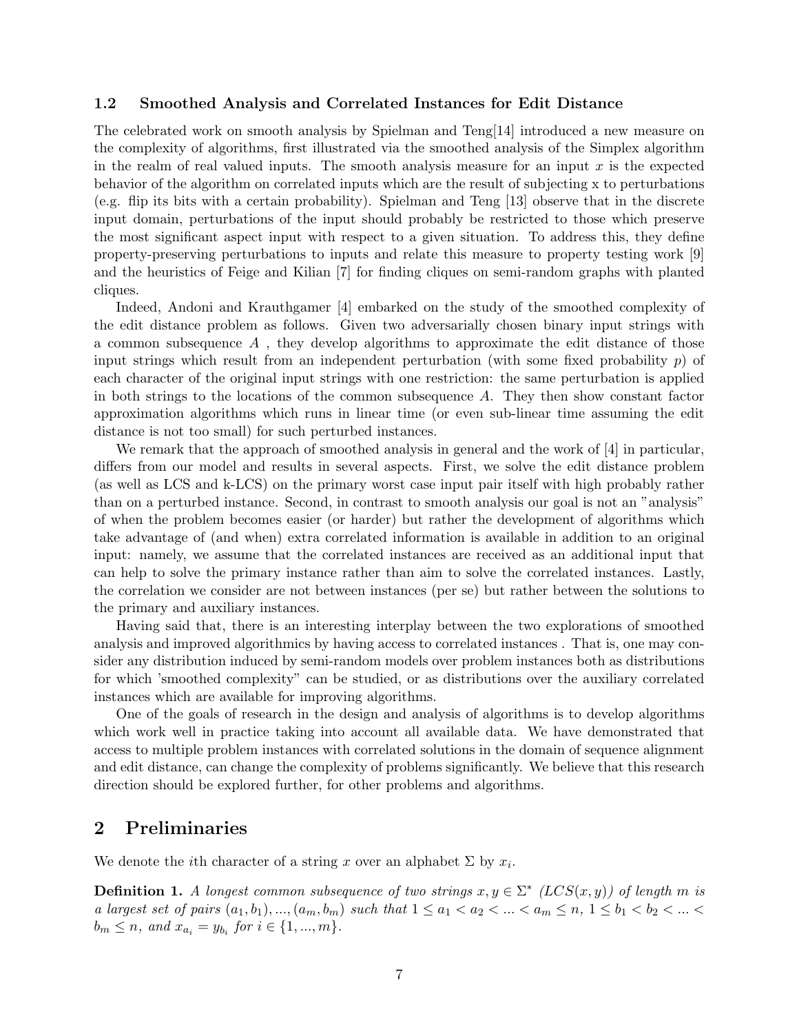### 1.2 Smoothed Analysis and Correlated Instances for Edit Distance

The celebrated work on smooth analysis by Spielman and Teng[14] introduced a new measure on the complexity of algorithms, first illustrated via the smoothed analysis of the Simplex algorithm in the realm of real valued inputs. The smooth analysis measure for an input $x$ is the expected behavior of the algorithm on correlated inputs which are the result of subjecting x to perturbations (e.g. flip its bits with a certain probability). Spielman and Teng [13] observe that in the discrete input domain, perturbations of the input should probably be restricted to those which preserve the most significant aspect input with respect to a given situation. To address this, they define property-preserving perturbations to inputs and relate this measure to property testing work [9] and the heuristics of Feige and Kilian [7] for finding cliques on semi-random graphs with planted cliques.

Indeed, Andoni and Krauthgamer [4] embarked on the study of the smoothed complexity of the edit distance problem as follows. Given two adversarially chosen binary input strings with a common subsequence $A$ , they develop algorithms to approximate the edit distance of those input strings which result from an independent perturbation (with some fixed probability $p$) of each character of the original input strings with one restriction: the same perturbation is applied in both strings to the locations of the common subsequence $A$. They then show constant factor approximation algorithms which runs in linear time (or even sub-linear time assuming the edit distance is not too small) for such perturbed instances.

We remark that the approach of smoothed analysis in general and the work of [4] in particular, differs from our model and results in several aspects. First, we solve the edit distance problem (as well as LCS and k-LCS) on the primary worst case input pair itself with high probably rather than on a perturbed instance. Second, in contrast to smooth analysis our goal is not an "analysis" of when the problem becomes easier (or harder) but rather the development of algorithms which take advantage of (and when) extra correlated information is available in addition to an original input: namely, we assume that the correlated instances are received as an additional input that can help to solve the primary instance rather than aim to solve the correlated instances. Lastly, the correlation we consider are not between instances (per se) but rather between the solutions to the primary and auxiliary instances.

Having said that, there is an interesting interplay between the two explorations of smoothed analysis and improved algorithmics by having access to correlated instances . That is, one may consider any distribution induced by semi-random models over problem instances both as distributions for which 'smoothed complexity" can be studied, or as distributions over the auxiliary correlated instances which are available for improving algorithms.

One of the goals of research in the design and analysis of algorithms is to develop algorithms which work well in practice taking into account all available data. We have demonstrated that access to multiple problem instances with correlated solutions in the domain of sequence alignment and edit distance, can change the complexity of problems significantly. We believe that this research direction should be explored further, for other problems and algorithms.

## 2 Preliminaries

We denote the $i$th character of a string $x$ over an alphabet $\Sigma$ by $x_i$.

**Definition 1.** *A longest common subsequence of two strings $x, y \in \Sigma^*$ ($LCS(x, y)$) of length $m$ is a largest set of pairs $(a_1, b_1), ..., (a_m, b_m)$ such that $1 \le a_1 < a_2 < ... < a_m \le n$, $1 \le b_1 < b_2 < ... < b_m \le n$, and $x_{a_i} = y_{b_i}$ for $i \in \{1, ..., m\}$.*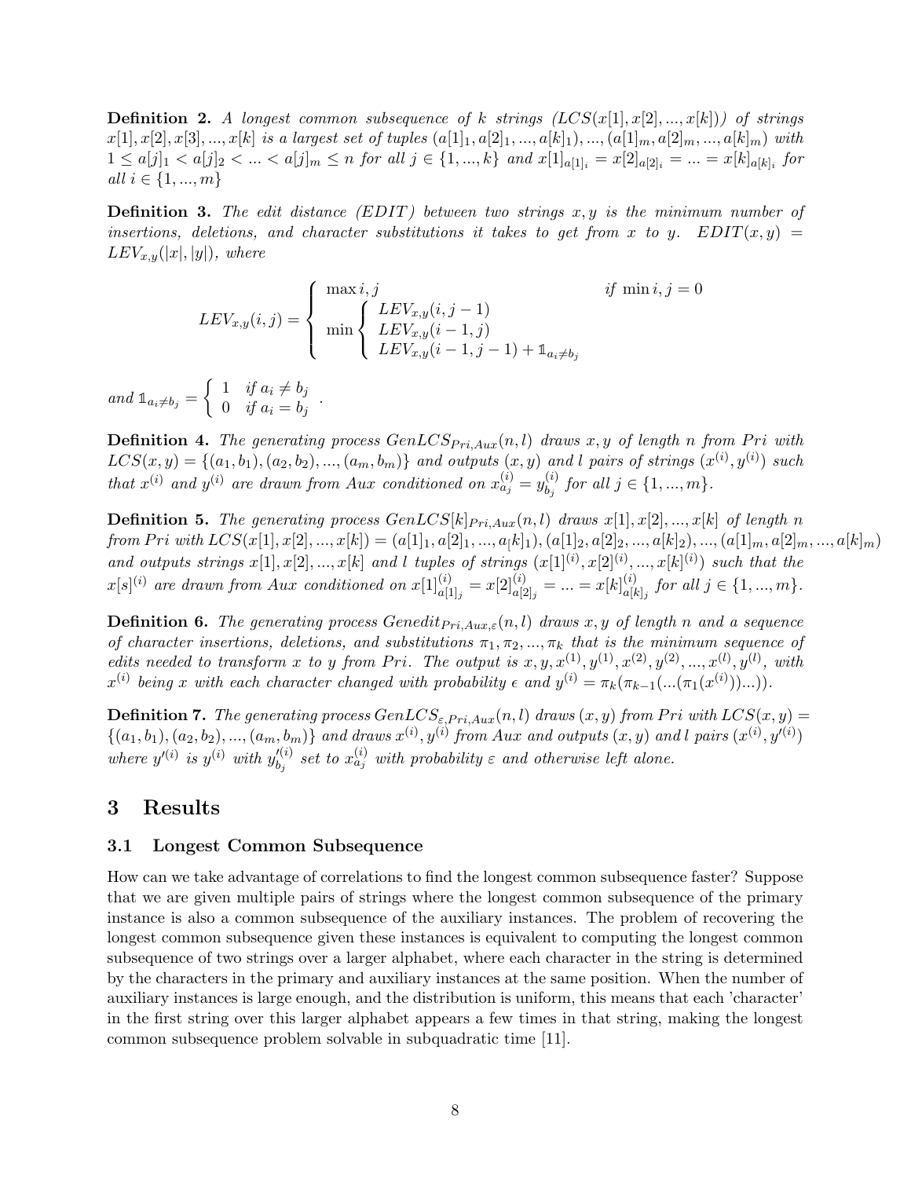**Definition 2.** *A longest common subsequence of $k$ strings ($LCS(x[1], x[2], ..., x[k])$) of strings $x[1], x[2], x[3], ..., x[k]$ is a largest set of tuples $(a[1]_1, a[2]_1, ..., a[k]_1), ..., (a[1]_m, a[2]_m, ..., a[k]_m)$ with $1 \leq a[j]_1 < a[j]_2 < ... < a[j]_m \leq n$ for all $j \in \{1, ..., k\}$ and $x[1]_{a[1]_i} = x[2]_{a[2]_i} = ... = x[k]_{a[k]_i}$ for all $i \in \{1, ..., m\}$*

**Definition 3.** *The edit distance (EDIT) between two strings $x, y$ is the minimum number of insertions, deletions, and character substitutions it takes to get from $x$ to $y$. $EDIT(x, y) = LEV_{x,y}(|x|, |y|)$, where*

$$LEV_{x,y}(i,j) = \begin{cases} \max i, j & \text{if } \min i, j = 0 \\ \min \begin{cases} LEV_{x,y}(i, j-1) \\ LEV_{x,y}(i-1, j) \\ LEV_{x,y}(i-1, j-1) + \mathbb{1}_{a_i \neq b_j} \end{cases} & \end{cases}$$

*and* $\mathbb{1}_{a_i \neq b_j} = \begin{cases} 1 & \text{if } a_i \neq b_j \\ 0 & \text{if } a_i = b_j \end{cases}$ .

**Definition 4.** *The generating process $GenLCS_{Pri,Aux}(n, l)$ draws $x, y$ of length $n$ from $Pri$ with $LCS(x, y) = \{(a_1, b_1), (a_2, b_2), ..., (a_m, b_m)\}$ and outputs $(x, y)$ and $l$ pairs of strings $(x^{(i)}, y^{(i)})$ such that $x^{(i)}$ and $y^{(i)}$ are drawn from $Aux$ conditioned on $x^{(i)}_{a_j} = y^{(i)}_{b_j}$ for all $j \in \{1, ..., m\}$.*

**Definition 5.** *The generating process $GenLCS[k]_{Pri,Aux}(n, l)$ draws $x[1], x[2], ..., x[k]$ of length $n$ from $Pri$ with $LCS(x[1], x[2], ..., x[k]) = (a[1]_1, a[2]_1, ..., a_[k]_1), (a[1]_2, a[2]_2, ..., a[k]_2), ..., (a[1]_m, a[2]_m, ..., a[k]_m)$ and outputs strings $x[1], x[2], ..., x[k]$ and $l$ tuples of strings $(x[1]^{(i)}, x[2]^{(i)}, ..., x[k]^{(i)})$ such that the $x[s]^{(i)}$ are drawn from $Aux$ conditioned on $x[1]^{(i)}_{a[1]_j} = x[2]^{(i)}_{a[2]_j} = ... = x[k]^{(i)}_{a[k]_j}$ for all $j \in \{1, ..., m\}$.*

**Definition 6.** *The generating process $Genedit_{Pri,Aux,\varepsilon}(n, l)$ draws $x, y$ of length $n$ and a sequence of character insertions, deletions, and substitutions $\pi_1, \pi_2, ..., \pi_k$ that is the minimum sequence of edits needed to transform $x$ to $y$ from $Pri$. The output is $x, y, x^{(1)}, y^{(1)}, x^{(2)}, y^{(2)}, ..., x^{(l)}, y^{(l)}$, with $x^{(i)}$ being $x$ with each character changed with probability $\epsilon$ and $y^{(i)} = \pi_k(\pi_{k-1}(...(\pi_1(x^{(i)}))...))$.*

**Definition 7.** *The generating process $GenLCS_{\varepsilon,Pri,Aux}(n, l)$ draws $(x, y)$ from $Pri$ with $LCS(x, y) = \{(a_1, b_1), (a_2, b_2), ..., (a_m, b_m)\}$ and draws $x^{(i)}, y^{(i)}$ from $Aux$ and outputs $(x, y)$ and $l$ pairs $(x^{(i)}, y'^{(i)})$ where $y'^{(i)}$ is $y^{(i)}$ with $y'^{(i)}_{b_j}$ set to $x^{(i)}_{a_j}$ with probability $\varepsilon$ and otherwise left alone.*

## 3 Results

### 3.1 Longest Common Subsequence

How can we take advantage of correlations to find the longest common subsequence faster? Suppose that we are given multiple pairs of strings where the longest common subsequence of the primary instance is also a common subsequence of the auxiliary instances. The problem of recovering the longest common subsequence given these instances is equivalent to computing the longest common subsequence of two strings over a larger alphabet, where each character in the string is determined by the characters in the primary and auxiliary instances at the same position. When the number of auxiliary instances is large enough, and the distribution is uniform, this means that each 'character' in the first string over this larger alphabet appears a few times in that string, making the longest common subsequence problem solvable in subquadratic time [11].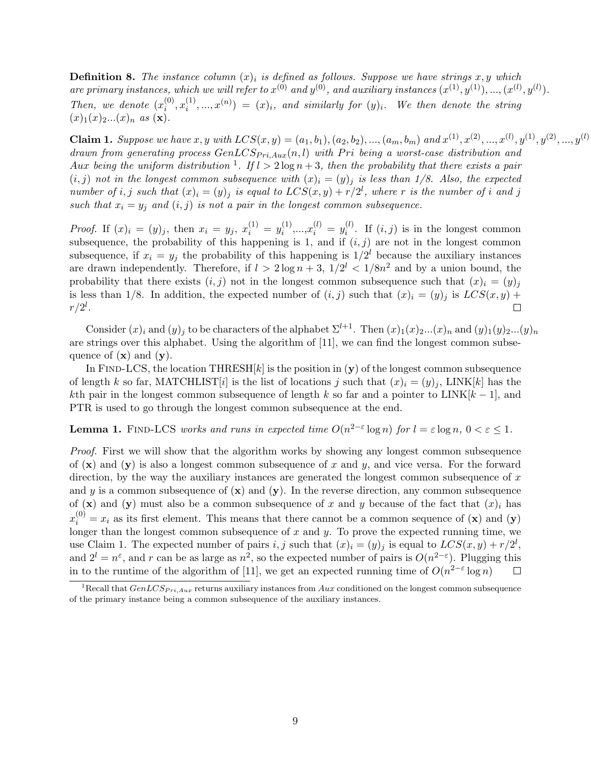**Definition 8.** *The instance column $(x)_i$ is defined as follows. Suppose we have strings $x, y$ which are primary instances, which we will refer to $x^{(0)}$ and $y^{(0)}$, and auxiliary instances $(x^{(1)}, y^{(1)}), ..., (x^{(l)}, y^{(l)})$. Then, we denote $(x_i^{(0)}, x_i^{(1)}, ..., x^{(n)}) = (x)_i$, and similarly for $(y)_i$. We then denote the string $(x)_1(x)_2...(x)_n$ as $(\mathbf{x})$.*

**Claim 1.** *Suppose we have $x, y$ with $LCS(x, y) = (a_1, b_1), (a_2, b_2), ..., (a_m, b_m)$ and $x^{(1)}, x^{(2)}, ..., x^{(l)}, y^{(1)}, y^{(2)}, ..., y^{(l)}$ drawn from generating process $GenLCS_{Pri,Aux}(n, l)$ with $Pri$ being a worst-case distribution and $Aux$ being the uniform distribution* [1]*. If $l > 2\log n + 3$, then the probability that there exists a pair $(i, j)$ not in the longest common subsequence with $(x)_i = (y)_j$ is less than 1/8. Also, the expected number of $i, j$ such that $(x)_i = (y)_j$ is equal to $LCS(x, y) + r/2^l$, where $r$ is the number of $i$ and $j$ such that $x_i = y_j$ and $(i, j)$ is not a pair in the longest common subsequence.*

*Proof.* If $(x)_i = (y)_j$, then $x_i = y_j$, $x_i^{(1)} = y_i^{(1)}$,...,$x_i^{(l)} = y_i^{(l)}$. If $(i, j)$ is in the longest common subsequence, the probability of this happening is 1, and if $(i, j)$ are not in the longest common subsequence, if $x_i = y_j$ the probability of this happening is $1/2^l$ because the auxiliary instances are drawn independently. Therefore, if $l > 2\log n + 3$, $1/2^l < 1/8n^2$ and by a union bound, the probability that there exists $(i, j)$ not in the longest common subsequence such that $(x)_i = (y)_j$ is less than 1/8. In addition, the expected number of $(i, j)$ such that $(x)_i = (y)_j$ is $LCS(x, y) + r/2^l$. □

Consider $(x)_i$ and $(y)_j$ to be characters of the alphabet $\Sigma^{l+1}$. Then $(x)_1(x)_2...(x)_n$ and $(y)_1(y)_2...(y)_n$ are strings over this alphabet. Using the algorithm of [11], we can find the longest common subsequence of $(\mathbf{x})$ and $(\mathbf{y})$.

In FIND-LCS, the location THRESH[$k$] is the position in $(\mathbf{y})$ of the longest common subsequence of length $k$ so far, MATCHLIST[$i$] is the list of locations $j$ such that $(x)_i = (y)_j$, LINK[$k$] has the $k$th pair in the longest common subsequence of length $k$ so far and a pointer to LINK[$k-1$], and PTR is used to go through the longest common subsequence at the end.

**Lemma 1.** FIND-LCS *works and runs in expected time $O(n^{2-\varepsilon}\log n)$ for $l = \varepsilon \log n$, $0 < \varepsilon \le 1$.*

*Proof.* First we will show that the algorithm works by showing any longest common subsequence of $(\mathbf{x})$ and $(\mathbf{y})$ is also a longest common subsequence of $x$ and $y$, and vice versa. For the forward direction, by the way the auxiliary instances are generated the longest common subsequence of $x$ and $y$ is a common subsequence of $(\mathbf{x})$ and $(\mathbf{y})$. In the reverse direction, any common subsequence of $(\mathbf{x})$ and $(\mathbf{y})$ must also be a common subsequence of $x$ and $y$ because of the fact that $(x)_i$ has $x_i^{(0)} = x_i$ as its first element. This means that there cannot be a common sequence of $(\mathbf{x})$ and $(\mathbf{y})$ longer than the longest common subsequence of $x$ and $y$. To prove the expected running time, we use Claim 1. The expected number of pairs $i, j$ such that $(x)_i = (y)_j$ is equal to $LCS(x, y) + r/2^l$, and $2^l = n^\varepsilon$, and $r$ can be as large as $n^2$, so the expected number of pairs is $O(n^{2-\varepsilon})$. Plugging this in to the runtime of the algorithm of [11], we get an expected running time of $O(n^{2-\varepsilon}\log n)$ □

[1] Recall that $GenLCS_{Pri,Aux}$ returns auxiliary instances from $Aux$ conditioned on the longest common subsequence of the primary instance being a common subsequence of the auxiliary instances.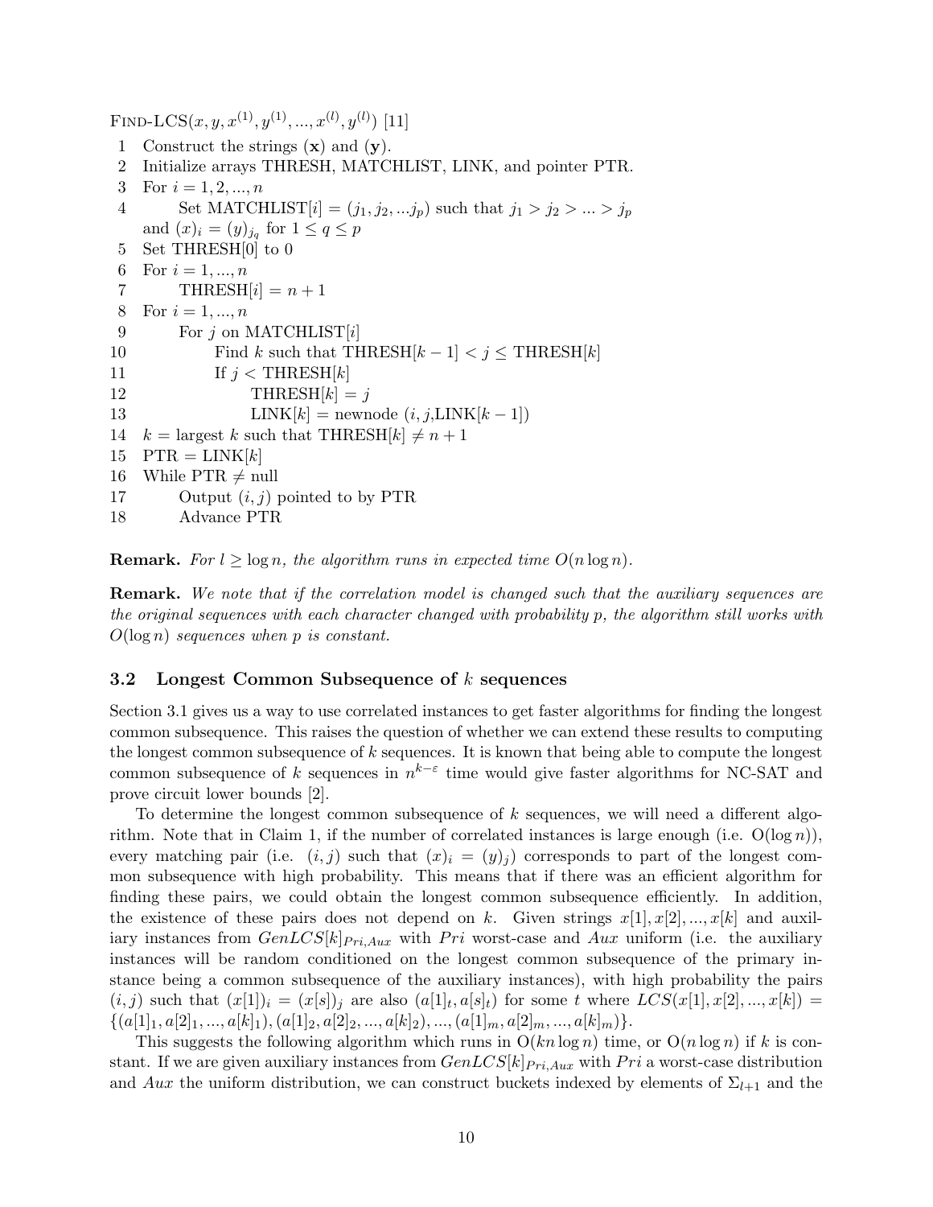FIND-LCS($x, y, x^{(1)}, y^{(1)}, ..., x^{(l)}, y^{(l)}$) [11]

```
 1  Construct the strings (x) and (y).
 2  Initialize arrays THRESH, MATCHLIST, LINK, and pointer PTR.
 3  For i = 1, 2, ..., n
 4       Set MATCHLIST[i] = (j_1, j_2, ...j_p) such that j_1 > j_2 > ... > j_p
     and (x)_i = (y)_{j_q} for 1 ≤ q ≤ p
 5  Set THRESH[0] to 0
 6  For i = 1, ..., n
 7       THRESH[i] = n + 1
 8  For i = 1, ..., n
 9       For j on MATCHLIST[i]
10            Find k such that THRESH[k − 1] < j ≤ THRESH[k]
11            If j < THRESH[k]
12                 THRESH[k] = j
13                 LINK[k] = newnode (i, j, LINK[k − 1])
14  k = largest k such that THRESH[k] ≠ n + 1
15  PTR = LINK[k]
16  While PTR ≠ null
17       Output (i, j) pointed to by PTR
18       Advance PTR
```

**Remark.** *For $l \geq \log n$, the algorithm runs in expected time $O(n \log n)$.*

**Remark.** *We note that if the correlation model is changed such that the auxiliary sequences are the original sequences with each character changed with probability $p$, the algorithm still works with $O(\log n)$ sequences when $p$ is constant.*

### 3.2 Longest Common Subsequence of $k$ sequences

Section 3.1 gives us a way to use correlated instances to get faster algorithms for finding the longest common subsequence. This raises the question of whether we can extend these results to computing the longest common subsequence of $k$ sequences. It is known that being able to compute the longest common subsequence of $k$ sequences in $n^{k-\varepsilon}$ time would give faster algorithms for NC-SAT and prove circuit lower bounds [2].

To determine the longest common subsequence of $k$ sequences, we will need a different algorithm. Note that in Claim 1, if the number of correlated instances is large enough (i.e. $O(\log n)$), every matching pair (i.e. $(i, j)$ such that $(x)_i = (y)_j$) corresponds to part of the longest common subsequence with high probability. This means that if there was an efficient algorithm for finding these pairs, we could obtain the longest common subsequence efficiently. In addition, the existence of these pairs does not depend on $k$. Given strings $x[1], x[2], ..., x[k]$ and auxiliary instances from $GenLCS[k]_{Pri,Aux}$ with $Pri$ worst-case and $Aux$ uniform (i.e. the auxiliary instances will be random conditioned on the longest common subsequence of the primary instance being a common subsequence of the auxiliary instances), with high probability the pairs $(i, j)$ such that $(x[1])_i = (x[s])_j$ are also $(a[1]_t, a[s]_t)$ for some $t$ where $LCS(x[1], x[2], ..., x[k]) = \{(a[1]_1, a[2]_1, ..., a[k]_1), (a[1]_2, a[2]_2, ..., a[k]_2), ..., (a[1]_m, a[2]_m, ..., a[k]_m)\}$.

This suggests the following algorithm which runs in $O(kn \log n)$ time, or $O(n \log n)$ if $k$ is constant. If we are given auxiliary instances from $GenLCS[k]_{Pri,Aux}$ with $Pri$ a worst-case distribution and $Aux$ the uniform distribution, we can construct buckets indexed by elements of $\Sigma_{l+1}$ and the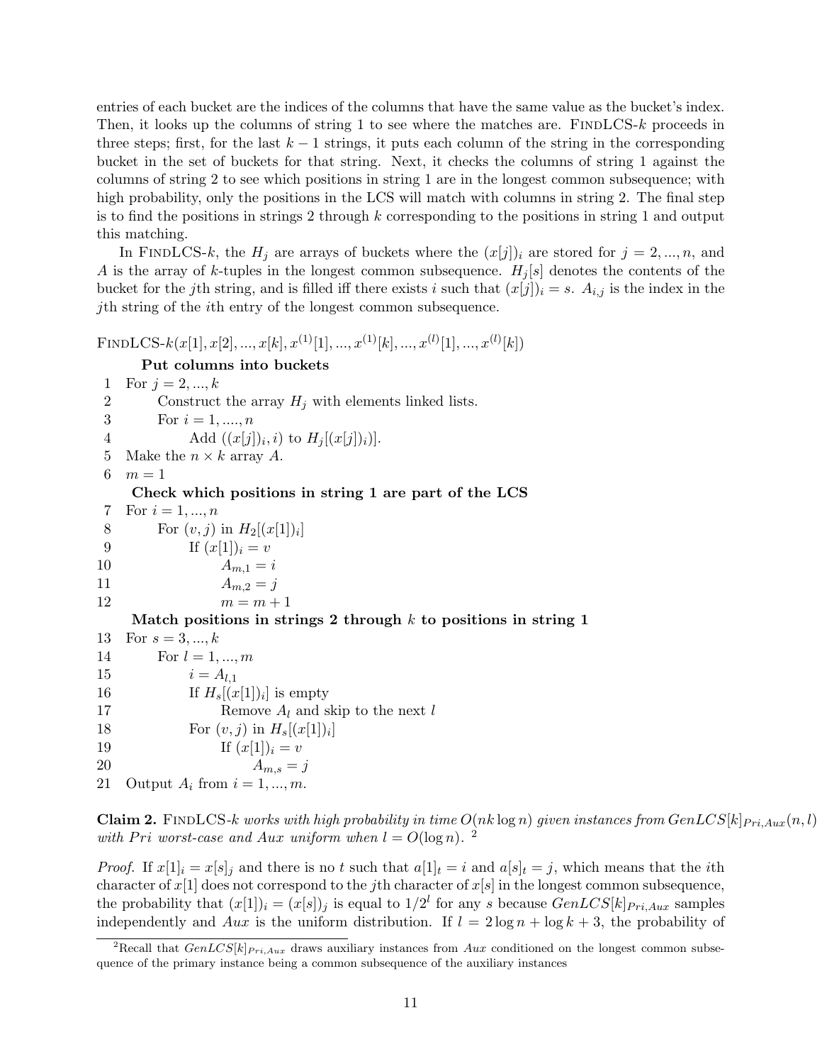entries of each bucket are the indices of the columns that have the same value as the bucket's index. Then, it looks up the columns of string 1 to see where the matches are. FindLCS-$k$ proceeds in three steps; first, for the last $k-1$ strings, it puts each column of the string in the corresponding bucket in the set of buckets for that string. Next, it checks the columns of string 1 against the columns of string 2 to see which positions in string 1 are in the longest common subsequence; with high probability, only the positions in the LCS will match with columns in string 2. The final step is to find the positions in strings 2 through $k$ corresponding to the positions in string 1 and output this matching.

In FindLCS-$k$, the $H_j$ are arrays of buckets where the $(x[j])_i$ are stored for $j = 2, ..., n$, and $A$ is the array of $k$-tuples in the longest common subsequence. $H_j[s]$ denotes the contents of the bucket for the $j$th string, and is filled iff there exists $i$ such that $(x[j])_i = s$. $A_{i,j}$ is the index in the $j$th string of the $i$th entry of the longest common subsequence.

FindLCS-$k(x[1], x[2], ..., x[k], x^{(1)}[1], ..., x^{(1)}[k], ..., x^{(l)}[1], ..., x^{(l)}[k])$

**Put columns into buckets**

1. For $j = 2, ..., k$
2. Construct the array $H_j$ with elements linked lists.
3. For $i = 1, ...., n$
4. Add $((x[j])_i, i)$ to $H_j[(x[j])_i)]$.
5. Make the $n \times k$ array $A$.
6. $m = 1$

**Check which positions in string 1 are part of the LCS**

7. For $i = 1, ..., n$
8. For $(v, j)$ in $H_2[(x[1])_i]$
9. If $(x[1])_i = v$
10. $A_{m,1} = i$
11. $A_{m,2} = j$
12. $m = m + 1$

**Match positions in strings 2 through $k$ to positions in string 1**

13. For $s = 3, ..., k$
14. For $l = 1, ..., m$
15. $i = A_{l,1}$
16. If $H_s[(x[1])_i]$ is empty
17. Remove $A_l$ and skip to the next $l$
18. For $(v, j)$ in $H_s[(x[1])_i]$
19. If $(x[1])_i = v$
20. $A_{m,s} = j$
21. Output $A_i$ from $i = 1, ..., m$.

**Claim 2.** *FindLCS-$k$ works with high probability in time $O(nk \log n)$ given instances from $GenLCS[k]_{Pri,Aux}(n, l)$ with $Pri$ worst-case and $Aux$ uniform when $l = O(\log n)$.* [2]

*Proof.* If $x[1]_i = x[s]_j$ and there is no $t$ such that $a[1]_t = i$ and $a[s]_t = j$, which means that the $i$th character of $x[1]$ does not correspond to the $j$th character of $x[s]$ in the longest common subsequence, the probability that $(x[1])_i = (x[s])_j$ is equal to $1/2^l$ for any $s$ because $GenLCS[k]_{Pri,Aux}$ samples independently and $Aux$ is the uniform distribution. If $l = 2 \log n + \log k + 3$, the probability of

[2] Recall that $GenLCS[k]_{Pri,Aux}$ draws auxiliary instances from $Aux$ conditioned on the longest common subsequence of the primary instance being a common subsequence of the auxiliary instances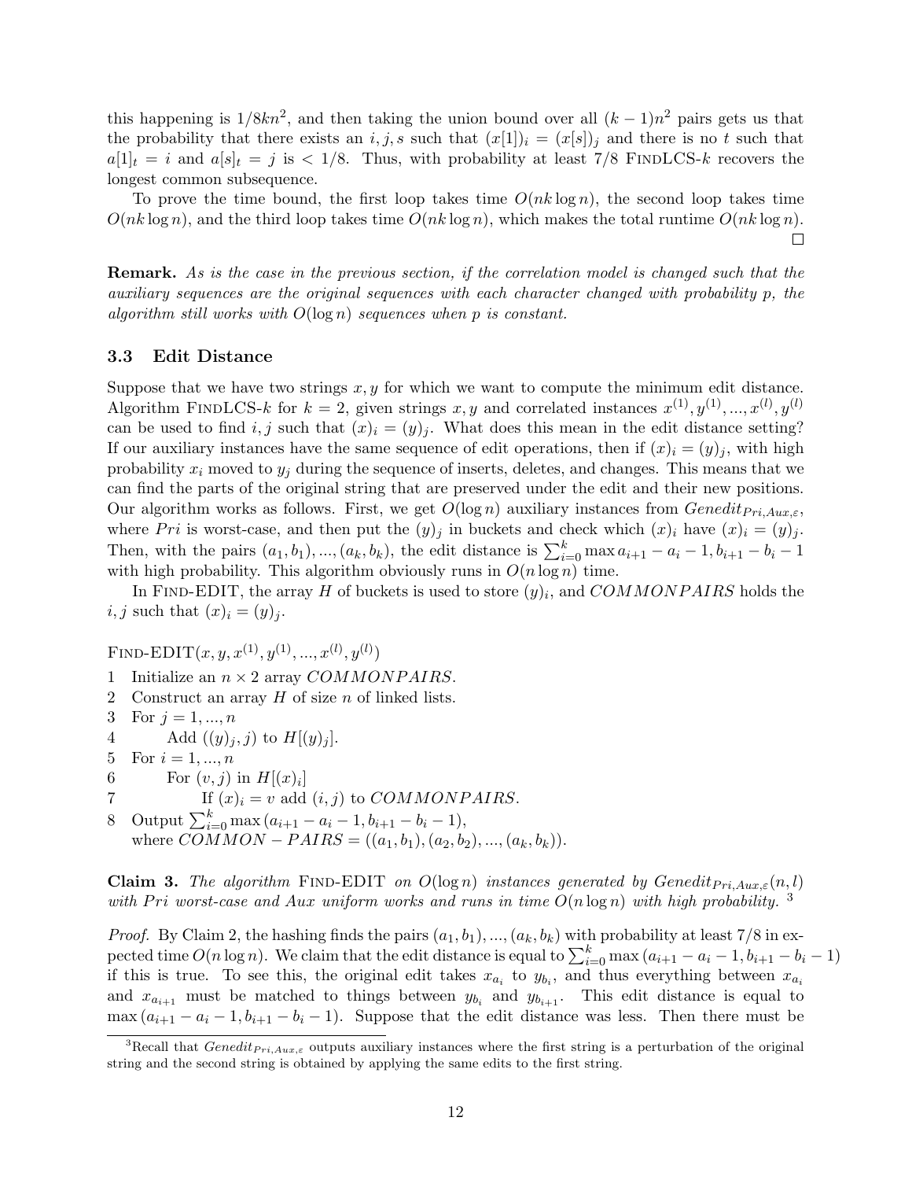this happening is $1/8kn^2$, and then taking the union bound over all $(k-1)n^2$ pairs gets us that the probability that there exists an $i, j, s$ such that $(x[1])_i = (x[s])_j$ and there is no $t$ such that $a[1]_t = i$ and $a[s]_t = j$ is $< 1/8$. Thus, with probability at least $7/8$ FindLCS-$k$ recovers the longest common subsequence.

To prove the time bound, the first loop takes time $O(nk \log n)$, the second loop takes time $O(nk \log n)$, and the third loop takes time $O(nk \log n)$, which makes the total runtime $O(nk \log n)$. □

**Remark.** *As is the case in the previous section, if the correlation model is changed such that the auxiliary sequences are the original sequences with each character changed with probability p, the algorithm still works with $O(\log n)$ sequences when p is constant.*

### 3.3 Edit Distance

Suppose that we have two strings $x, y$ for which we want to compute the minimum edit distance. Algorithm FindLCS-$k$ for $k = 2$, given strings $x, y$ and correlated instances $x^{(1)}, y^{(1)}, ..., x^{(l)}, y^{(l)}$ can be used to find $i, j$ such that $(x)_i = (y)_j$. What does this mean in the edit distance setting? If our auxiliary instances have the same sequence of edit operations, then if $(x)_i = (y)_j$, with high probability $x_i$ moved to $y_j$ during the sequence of inserts, deletes, and changes. This means that we can find the parts of the original string that are preserved under the edit and their new positions. Our algorithm works as follows. First, we get $O(\log n)$ auxiliary instances from $Genedit_{Pri,Aux,\varepsilon}$, where $Pri$ is worst-case, and then put the $(y)_j$ in buckets and check which $(x)_i$ have $(x)_i = (y)_j$. Then, with the pairs $(a_1, b_1), ..., (a_k, b_k)$, the edit distance is $\sum_{i=0}^{k} \max a_{i+1} - a_i - 1, b_{i+1} - b_i - 1$ with high probability. This algorithm obviously runs in $O(n \log n)$ time.

In Find-EDIT, the array $H$ of buckets is used to store $(y)_i$, and $COMMONPAIRS$ holds the $i, j$ such that $(x)_i = (y)_j$.

Find-EDIT$(x, y, x^{(1)}, y^{(1)}, ..., x^{(l)}, y^{(l)})$

1 Initialize an $n \times 2$ array $COMMONPAIRS$.
2 Construct an array $H$ of size $n$ of linked lists.
3 For $j = 1, ..., n$
4     Add $((y)_j, j)$ to $H[(y)_j]$.
5 For $i = 1, ..., n$
6     For $(v, j)$ in $H[(x)_i]$
7         If $(x)_i = v$ add $(i, j)$ to $COMMONPAIRS$.
8 Output $\sum_{i=0}^{k} \max(a_{i+1} - a_i - 1, b_{i+1} - b_i - 1)$,
   where $COMMON-PAIRS = ((a_1, b_1), (a_2, b_2), ..., (a_k, b_k))$.

**Claim 3.** *The algorithm* Find-EDIT *on $O(\log n)$ instances generated by $Genedit_{Pri,Aux,\varepsilon}(n, l)$ with $Pri$ worst-case and $Aux$ uniform works and runs in time $O(n \log n)$ with high probability.* [3]

*Proof.* By Claim 2, the hashing finds the pairs $(a_1, b_1), ..., (a_k, b_k)$ with probability at least $7/8$ in expected time $O(n \log n)$. We claim that the edit distance is equal to $\sum_{i=0}^{k} \max(a_{i+1} - a_i - 1, b_{i+1} - b_i - 1)$ if this is true. To see this, the original edit takes $x_{a_i}$ to $y_{b_i}$, and thus everything between $x_{a_i}$ and $x_{a_{i+1}}$ must be matched to things between $y_{b_i}$ and $y_{b_{i+1}}$. This edit distance is equal to $\max(a_{i+1} - a_i - 1, b_{i+1} - b_i - 1)$. Suppose that the edit distance was less. Then there must be

[3] Recall that $Genedit_{Pri,Aux,\varepsilon}$ outputs auxiliary instances where the first string is a perturbation of the original string and the second string is obtained by applying the same edits to the first string.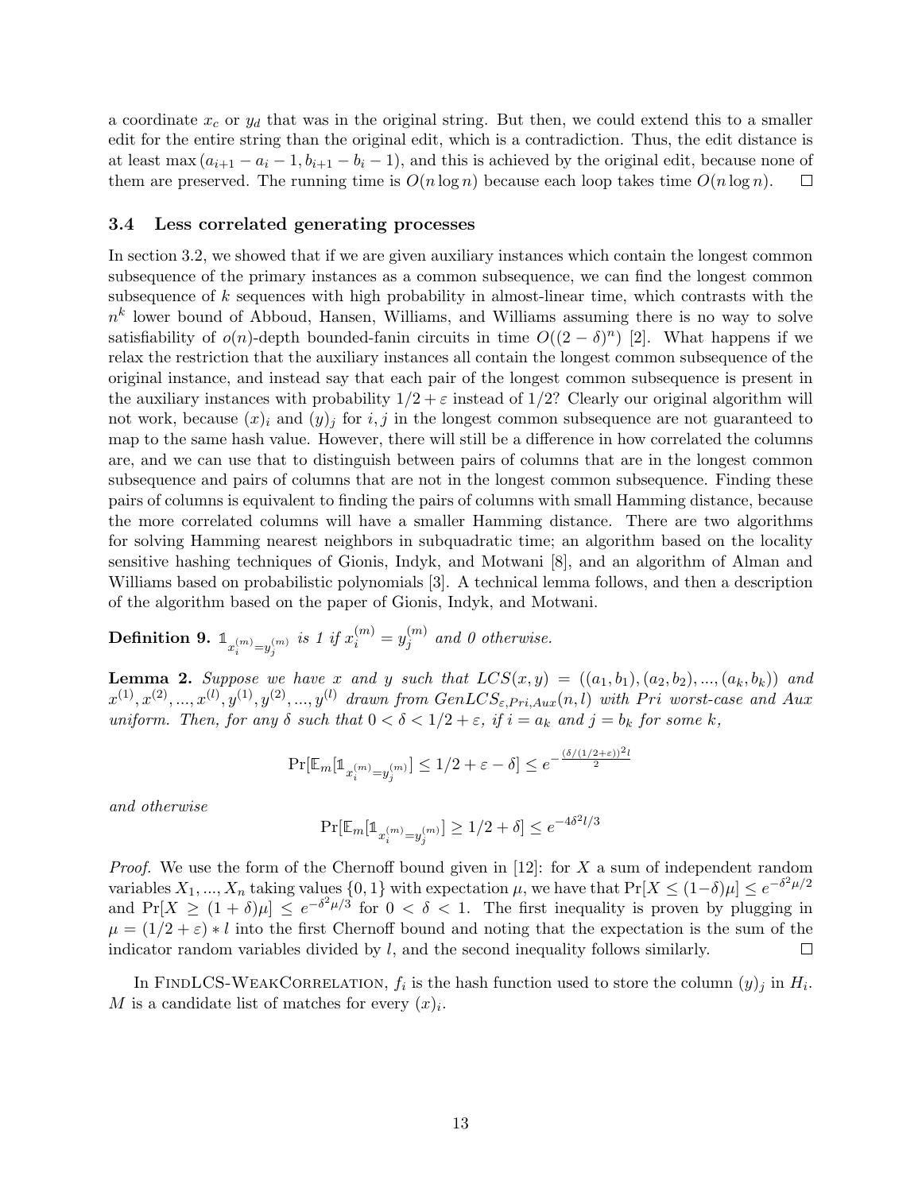a coordinate $x_c$ or $y_d$ that was in the original string. But then, we could extend this to a smaller edit for the entire string than the original edit, which is a contradiction. Thus, the edit distance is at least $\max(a_{i+1} - a_i - 1, b_{i+1} - b_i - 1)$, and this is achieved by the original edit, because none of them are preserved. The running time is $O(n \log n)$ because each loop takes time $O(n \log n)$. □

### 3.4 Less correlated generating processes

In section 3.2, we showed that if we are given auxiliary instances which contain the longest common subsequence of the primary instances as a common subsequence, we can find the longest common subsequence of $k$ sequences with high probability in almost-linear time, which contrasts with the $n^k$ lower bound of Abboud, Hansen, Williams, and Williams assuming there is no way to solve satisfiability of $o(n)$-depth bounded-fanin circuits in time $O((2-\delta)^n)$ [2]. What happens if we relax the restriction that the auxiliary instances all contain the longest common subsequence of the original instance, and instead say that each pair of the longest common subsequence is present in the auxiliary instances with probability $1/2 + \varepsilon$ instead of $1/2$? Clearly our original algorithm will not work, because $(x)_i$ and $(y)_j$ for $i, j$ in the longest common subsequence are not guaranteed to map to the same hash value. However, there will still be a difference in how correlated the columns are, and we can use that to distinguish between pairs of columns that are in the longest common subsequence and pairs of columns that are not in the longest common subsequence. Finding these pairs of columns is equivalent to finding the pairs of columns with small Hamming distance, because the more correlated columns will have a smaller Hamming distance. There are two algorithms for solving Hamming nearest neighbors in subquadratic time; an algorithm based on the locality sensitive hashing techniques of Gionis, Indyk, and Motwani [8], and an algorithm of Alman and Williams based on probabilistic polynomials [3]. A technical lemma follows, and then a description of the algorithm based on the paper of Gionis, Indyk, and Motwani.

**Definition 9.** $\mathbb{1}_{x_i^{(m)} = y_j^{(m)}}$ *is 1 if $x_i^{(m)} = y_j^{(m)}$ and 0 otherwise.*

**Lemma 2.** *Suppose we have $x$ and $y$ such that $LCS(x, y) = ((a_1, b_1), (a_2, b_2), ..., (a_k, b_k))$ and $x^{(1)}, x^{(2)}, ..., x^{(l)}, y^{(1)}, y^{(2)}, ..., y^{(l)}$ drawn from $GenLCS_{\varepsilon, Pri, Aux}(n, l)$ with $Pri$ worst-case and $Aux$ uniform. Then, for any $\delta$ such that $0 < \delta < 1/2 + \varepsilon$, if $i = a_k$ and $j = b_k$ for some $k$,*

$$\Pr[\mathbb{E}_m[\mathbb{1}_{x_i^{(m)} = y_j^{(m)}}] \leq 1/2 + \varepsilon - \delta] \leq e^{-\frac{(\delta/(1/2+\varepsilon))^2 l}{2}}$$

*and otherwise*

$$\Pr[\mathbb{E}_m[\mathbb{1}_{x_i^{(m)} = y_j^{(m)}}] \geq 1/2 + \delta] \leq e^{-4\delta^2 l/3}$$

*Proof.* We use the form of the Chernoff bound given in [12]: for $X$ a sum of independent random variables $X_1, ..., X_n$ taking values $\{0, 1\}$ with expectation $\mu$, we have that $\Pr[X \leq (1-\delta)\mu] \leq e^{-\delta^2 \mu/2}$ and $\Pr[X \geq (1+\delta)\mu] \leq e^{-\delta^2 \mu/3}$ for $0 < \delta < 1$. The first inequality is proven by plugging in $\mu = (1/2 + \varepsilon) * l$ into the first Chernoff bound and noting that the expectation is the sum of the indicator random variables divided by $l$, and the second inequality follows similarly. □

In FindLCS-WeakCorrelation, $f_i$ is the hash function used to store the column $(y)_j$ in $H_i$. $M$ is a candidate list of matches for every $(x)_i$.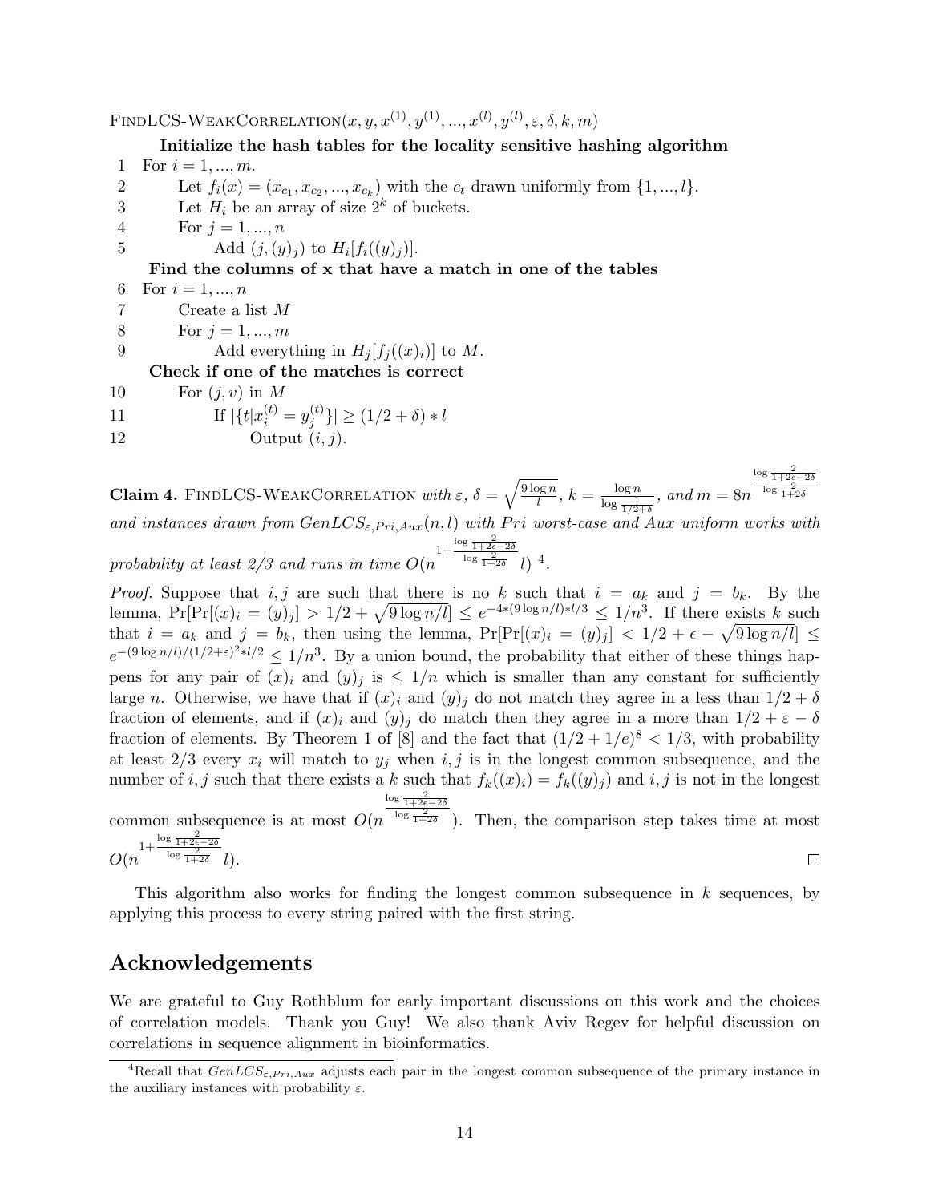FindLCS-WeakCorrelation$(x, y, x^{(1)}, y^{(1)}, ..., x^{(l)}, y^{(l)}, \varepsilon, \delta, k, m)$

```
      Initialize the hash tables for the locality sensitive hashing algorithm
 1   For i = 1, ..., m.
 2       Let f_i(x) = (x_{c_1}, x_{c_2}, ..., x_{c_k}) with the c_t drawn uniformly from {1, ..., l}.
 3       Let H_i be an array of size 2^k of buckets.
 4       For j = 1, ..., n
 5           Add (j, (y)_j) to H_i[f_i((y)_j)].
      Find the columns of x that have a match in one of the tables
 6   For i = 1, ..., n
 7       Create a list M
 8       For j = 1, ..., m
 9           Add everything in H_j[f_j((x)_i)] to M.
      Check if one of the matches is correct
10       For (j, v) in M
11           If |{t | x_i^(t) = y_j^(t)}| ≥ (1/2 + δ) * l
12               Output (i, j).
```

**Claim 4.** *FindLCS-WeakCorrelation with* $\varepsilon$, $\delta = \sqrt{\frac{9 \log n}{l}}$, $k = \frac{\log n}{\log \frac{1}{1/2+\delta}}$, *and* $m = 8n^{\frac{\log \frac{2}{1+2\epsilon-2\delta}}{\log \frac{2}{1+2\delta}}}$ *and instances drawn from* $GenLCS_{\varepsilon,Pri,Aux}(n, l)$ *with* $Pri$ *worst-case and* $Aux$ *uniform works with probability at least 2/3 and runs in time* $O(n^{1+\frac{\log \frac{2}{1+2\epsilon-2\delta}}{\log \frac{2}{1+2\delta}}} l)$ [4].

*Proof.* Suppose that $i, j$ are such that there is no $k$ such that $i = a_k$ and $j = b_k$. By the lemma, $\Pr[\Pr[(x)_i = (y)_j] > 1/2 + \sqrt{9 \log n/l}] \leq e^{-4*(9 \log n/l)*l/3} \leq 1/n^3$. If there exists $k$ such that $i = a_k$ and $j = b_k$, then using the lemma, $\Pr[\Pr[(x)_i = (y)_j] < 1/2 + \epsilon - \sqrt{9 \log n/l}] \leq e^{-(9 \log n/l)/(1/2+\varepsilon)^2 * l/2} \leq 1/n^3$. By a union bound, the probability that either of these things happens for any pair of $(x)_i$ and $(y)_j$ is $\leq 1/n$ which is smaller than any constant for sufficiently large $n$. Otherwise, we have that if $(x)_i$ and $(y)_j$ do not match they agree in a less than $1/2 + \delta$ fraction of elements, and if $(x)_i$ and $(y)_j$ do match then they agree in a more than $1/2 + \varepsilon - \delta$ fraction of elements. By Theorem 1 of [8] and the fact that $(1/2 + 1/e)^8 < 1/3$, with probability at least 2/3 every $x_i$ will match to $y_j$ when $i, j$ is in the longest common subsequence, and the number of $i, j$ such that there exists a $k$ such that $f_k((x)_i) = f_k((y)_j)$ and $i, j$ is not in the longest common subsequence is at most $O(n^{\frac{\log \frac{2}{1+2\epsilon-2\delta}}{\log \frac{2}{1+2\delta}}})$. Then, the comparison step takes time at most $O(n^{1+\frac{\log \frac{2}{1+2\epsilon-2\delta}}{\log \frac{2}{1+2\delta}}} l)$. $\square$

This algorithm also works for finding the longest common subsequence in $k$ sequences, by applying this process to every string paired with the first string.

## Acknowledgements

We are grateful to Guy Rothblum for early important discussions on this work and the choices of correlation models. Thank you Guy! We also thank Aviv Regev for helpful discussion on correlations in sequence alignment in bioinformatics.

[4] Recall that $GenLCS_{\varepsilon,Pri,Aux}$ adjusts each pair in the longest common subsequence of the primary instance in the auxiliary instances with probability $\varepsilon$.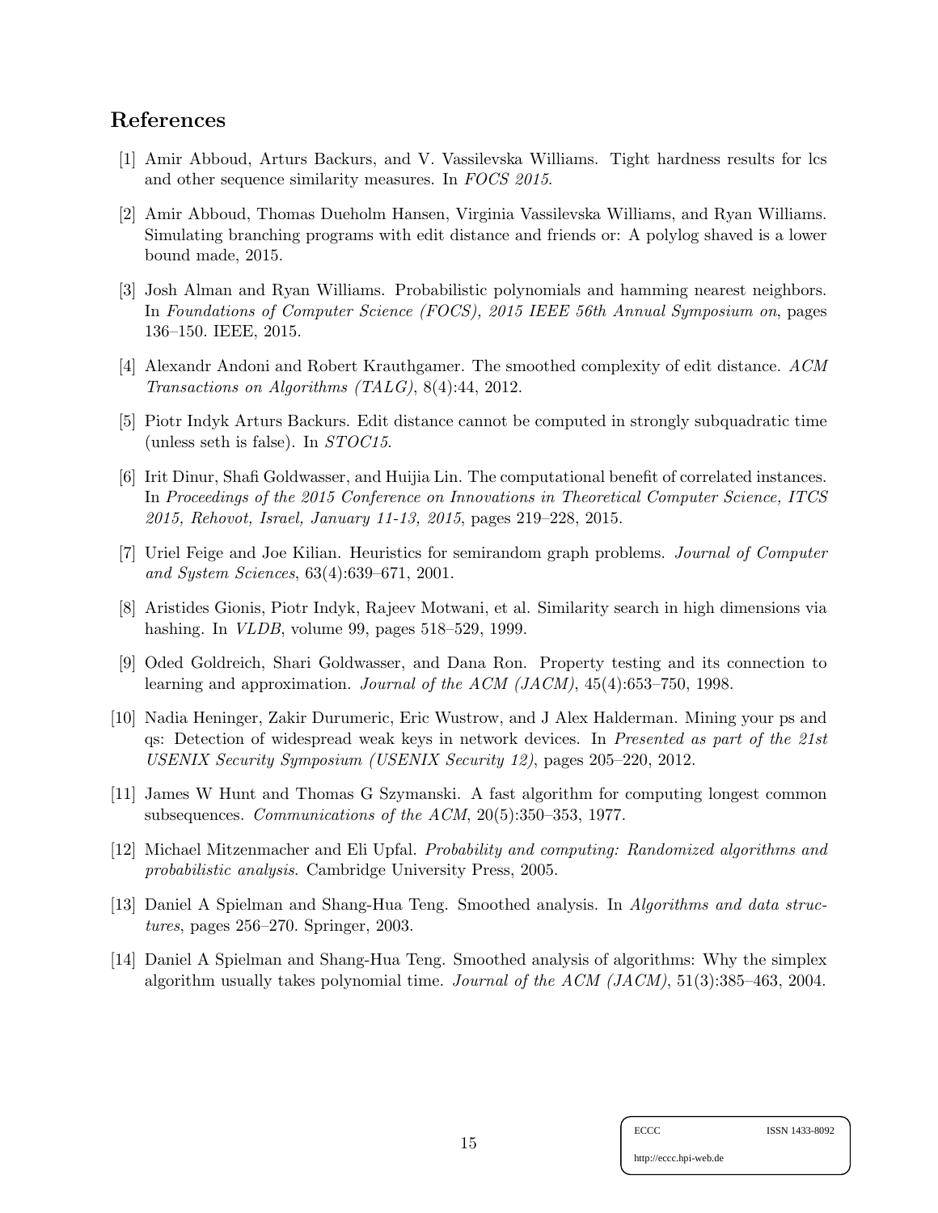## References

[1] Amir Abboud, Arturs Backurs, and V. Vassilevska Williams. Tight hardness results for lcs and other sequence similarity measures. In *FOCS 2015*.

[2] Amir Abboud, Thomas Dueholm Hansen, Virginia Vassilevska Williams, and Ryan Williams. Simulating branching programs with edit distance and friends or: A polylog shaved is a lower bound made, 2015.

[3] Josh Alman and Ryan Williams. Probabilistic polynomials and hamming nearest neighbors. In *Foundations of Computer Science (FOCS), 2015 IEEE 56th Annual Symposium on*, pages 136–150. IEEE, 2015.

[4] Alexandr Andoni and Robert Krauthgamer. The smoothed complexity of edit distance. *ACM Transactions on Algorithms (TALG)*, 8(4):44, 2012.

[5] Piotr Indyk Arturs Backurs. Edit distance cannot be computed in strongly subquadratic time (unless seth is false). In *STOC15*.

[6] Irit Dinur, Shafi Goldwasser, and Huijia Lin. The computational benefit of correlated instances. In *Proceedings of the 2015 Conference on Innovations in Theoretical Computer Science, ITCS 2015, Rehovot, Israel, January 11-13, 2015*, pages 219–228, 2015.

[7] Uriel Feige and Joe Kilian. Heuristics for semirandom graph problems. *Journal of Computer and System Sciences*, 63(4):639–671, 2001.

[8] Aristides Gionis, Piotr Indyk, Rajeev Motwani, et al. Similarity search in high dimensions via hashing. In *VLDB*, volume 99, pages 518–529, 1999.

[9] Oded Goldreich, Shari Goldwasser, and Dana Ron. Property testing and its connection to learning and approximation. *Journal of the ACM (JACM)*, 45(4):653–750, 1998.

[10] Nadia Heninger, Zakir Durumeric, Eric Wustrow, and J Alex Halderman. Mining your ps and qs: Detection of widespread weak keys in network devices. In *Presented as part of the 21st USENIX Security Symposium (USENIX Security 12)*, pages 205–220, 2012.

[11] James W Hunt and Thomas G Szymanski. A fast algorithm for computing longest common subsequences. *Communications of the ACM*, 20(5):350–353, 1977.

[12] Michael Mitzenmacher and Eli Upfal. *Probability and computing: Randomized algorithms and probabilistic analysis*. Cambridge University Press, 2005.

[13] Daniel A Spielman and Shang-Hua Teng. Smoothed analysis. In *Algorithms and data structures*, pages 256–270. Springer, 2003.

[14] Daniel A Spielman and Shang-Hua Teng. Smoothed analysis of algorithms: Why the simplex algorithm usually takes polynomial time. *Journal of the ACM (JACM)*, 51(3):385–463, 2004.

ECCC ISSN 1433-8092

http://eccc.hpi-web.de